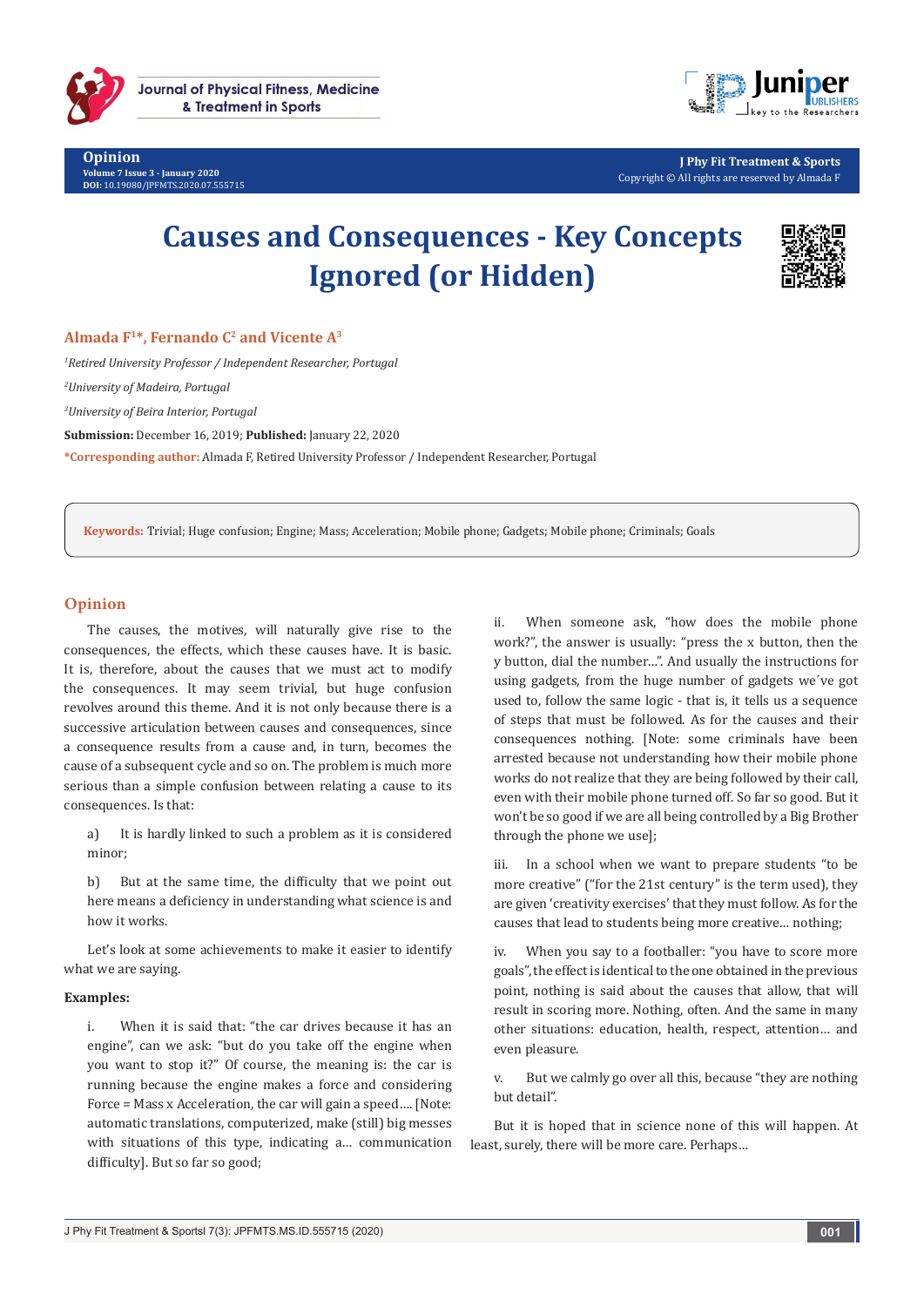# Causes and Consequences - Key Concepts Ignored (or Hidden)

**Almada F[1]*, Fernando C[2] and Vicente A[3]**

[1]*Retired University Professor / Independent Researcher, Portugal*

[2]*University of Madeira, Portugal*

[3]*University of Beira Interior, Portugal*

**Submission:** December 16, 2019; **Published:** January 22, 2020

***Corresponding author:** Almada F, Retired University Professor / Independent Researcher, Portugal

**Keywords:** Trivial; Huge confusion; Engine; Mass; Acceleration; Mobile phone; Gadgets; Mobile phone; Criminals; Goals

## Opinion

The causes, the motives, will naturally give rise to the consequences, the effects, which these causes have. It is basic. It is, therefore, about the causes that we must act to modify the consequences. It may seem trivial, but huge confusion revolves around this theme. And it is not only because there is a successive articulation between causes and consequences, since a consequence results from a cause and, in turn, becomes the cause of a subsequent cycle and so on. The problem is much more serious than a simple confusion between relating a cause to its consequences. Is that:

a) It is hardly linked to such a problem as it is considered minor;

b) But at the same time, the difficulty that we point out here means a deficiency in understanding what science is and how it works.

Let's look at some achievements to make it easier to identify what we are saying.

**Examples:**

i. When it is said that: "the car drives because it has an engine", can we ask: "but do you take off the engine when you want to stop it?" Of course, the meaning is: the car is running because the engine makes a force and considering Force = Mass x Acceleration, the car will gain a speed…. [Note: automatic translations, computerized, make (still) big messes with situations of this type, indicating a… communication difficulty]. But so far so good;

ii. When someone ask, "how does the mobile phone work?", the answer is usually: "press the x button, then the y button, dial the number…". And usually the instructions for using gadgets, from the huge number of gadgets we´ve got used to, follow the same logic - that is, it tells us a sequence of steps that must be followed. As for the causes and their consequences nothing. [Note: some criminals have been arrested because not understanding how their mobile phone works do not realize that they are being followed by their call, even with their mobile phone turned off. So far so good. But it won't be so good if we are all being controlled by a Big Brother through the phone we use];

iii. In a school when we want to prepare students "to be more creative" ("for the 21st century" is the term used), they are given 'creativity exercises' that they must follow. As for the causes that lead to students being more creative… nothing;

iv. When you say to a footballer: "you have to score more goals", the effect is identical to the one obtained in the previous point, nothing is said about the causes that allow, that will result in scoring more. Nothing, often. And the same in many other situations: education, health, respect, attention… and even pleasure.

v. But we calmly go over all this, because "they are nothing but detail".

But it is hoped that in science none of this will happen. At least, surely, there will be more care. Perhaps…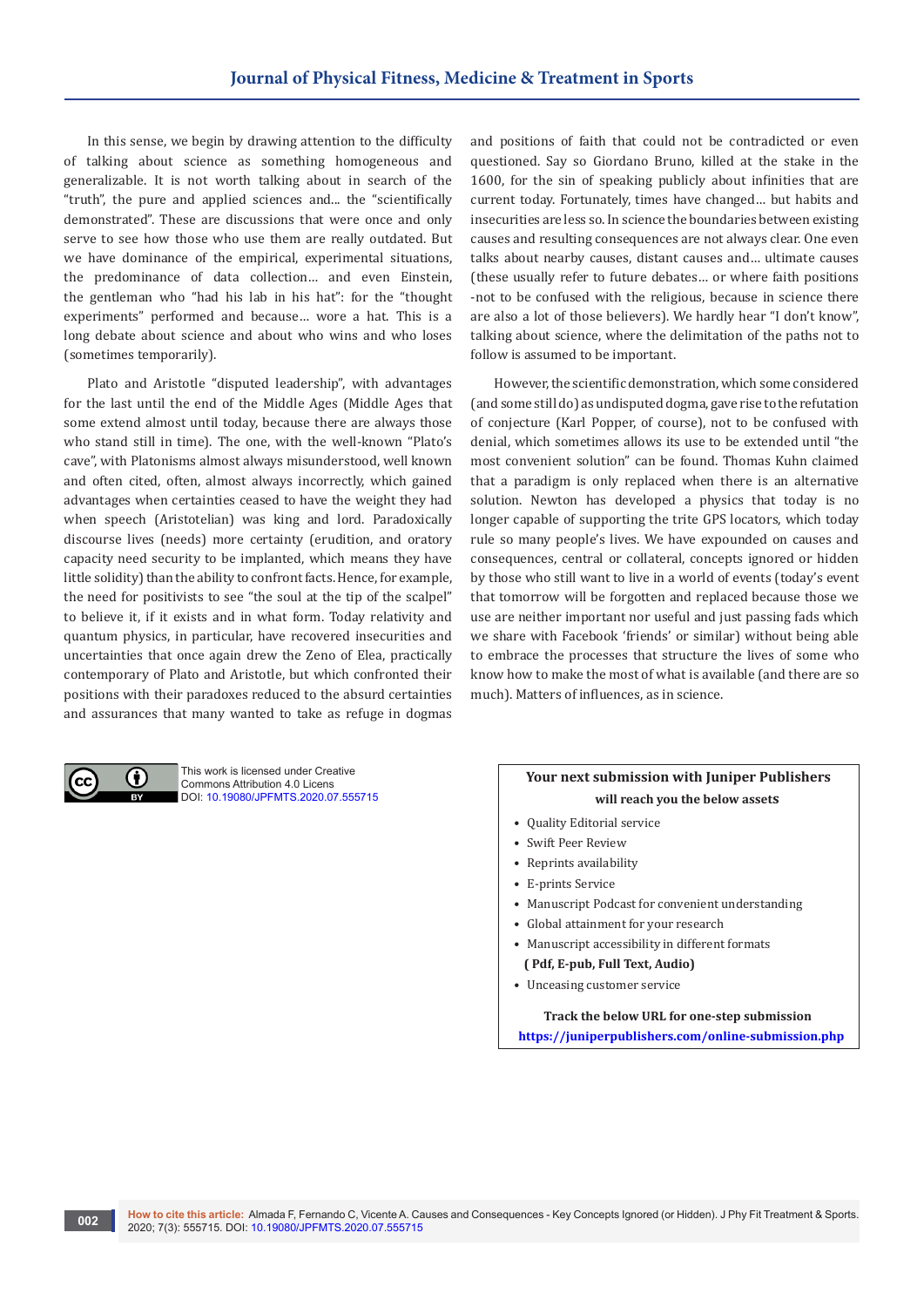In this sense, we begin by drawing attention to the difficulty of talking about science as something homogeneous and generalizable. It is not worth talking about in search of the "truth", the pure and applied sciences and... the "scientifically demonstrated". These are discussions that were once and only serve to see how those who use them are really outdated. But we have dominance of the empirical, experimental situations, the predominance of data collection... and even Einstein, the gentleman who "had his lab in his hat": for the "thought experiments" performed and because... wore a hat. This is a long debate about science and about who wins and who loses (sometimes temporarily).

Plato and Aristotle "disputed leadership", with advantages for the last until the end of the Middle Ages (Middle Ages that some extend almost until today, because there are always those who stand still in time). The one, with the well-known "Plato's cave", with Platonisms almost always misunderstood, well known and often cited, often, almost always incorrectly, which gained advantages when certainties ceased to have the weight they had when speech (Aristotelian) was king and lord. Paradoxically discourse lives (needs) more certainty (erudition, and oratory capacity need security to be implanted, which means they have little solidity) than the ability to confront facts. Hence, for example, the need for positivists to see "the soul at the tip of the scalpel" to believe it, if it exists and in what form. Today relativity and quantum physics, in particular, have recovered insecurities and uncertainties that once again drew the Zeno of Elea, practically contemporary of Plato and Aristotle, but which confronted their positions with their paradoxes reduced to the absurd certainties and assurances that many wanted to take as refuge in dogmas and positions of faith that could not be contradicted or even questioned. Say so Giordano Bruno, killed at the stake in the 1600, for the sin of speaking publicly about infinities that are current today. Fortunately, times have changed... but habits and insecurities are less so. In science the boundaries between existing causes and resulting consequences are not always clear. One even talks about nearby causes, distant causes and... ultimate causes (these usually refer to future debates... or where faith positions -not to be confused with the religious, because in science there are also a lot of those believers). We hardly hear "I don't know", talking about science, where the delimitation of the paths not to follow is assumed to be important.

However, the scientific demonstration, which some considered (and some still do) as undisputed dogma, gave rise to the refutation of conjecture (Karl Popper, of course), not to be confused with denial, which sometimes allows its use to be extended until "the most convenient solution" can be found. Thomas Kuhn claimed that a paradigm is only replaced when there is an alternative solution. Newton has developed a physics that today is no longer capable of supporting the trite GPS locators, which today rule so many people's lives. We have expounded on causes and consequences, central or collateral, concepts ignored or hidden by those who still want to live in a world of events (today's event that tomorrow will be forgotten and replaced because those we use are neither important nor useful and just passing fads which we share with Facebook 'friends' or similar) without being able to embrace the processes that structure the lives of some who know how to make the most of what is available (and there are so much). Matters of influences, as in science.

This work is licensed under Creative Commons Attribution 4.0 Licens
DOI: 10.19080/JPFMTS.2020.07.555715

**Your next submission with Juniper Publishers will reach you the below assets**

- Quality Editorial service
- Swift Peer Review
- Reprints availability
- E-prints Service
- Manuscript Podcast for convenient understanding
- Global attainment for your research
- Manuscript accessibility in different formats **( Pdf, E-pub, Full Text, Audio)**
- Unceasing customer service

**Track the below URL for one-step submission**
**https://juniperpublishers.com/online-submission.php**